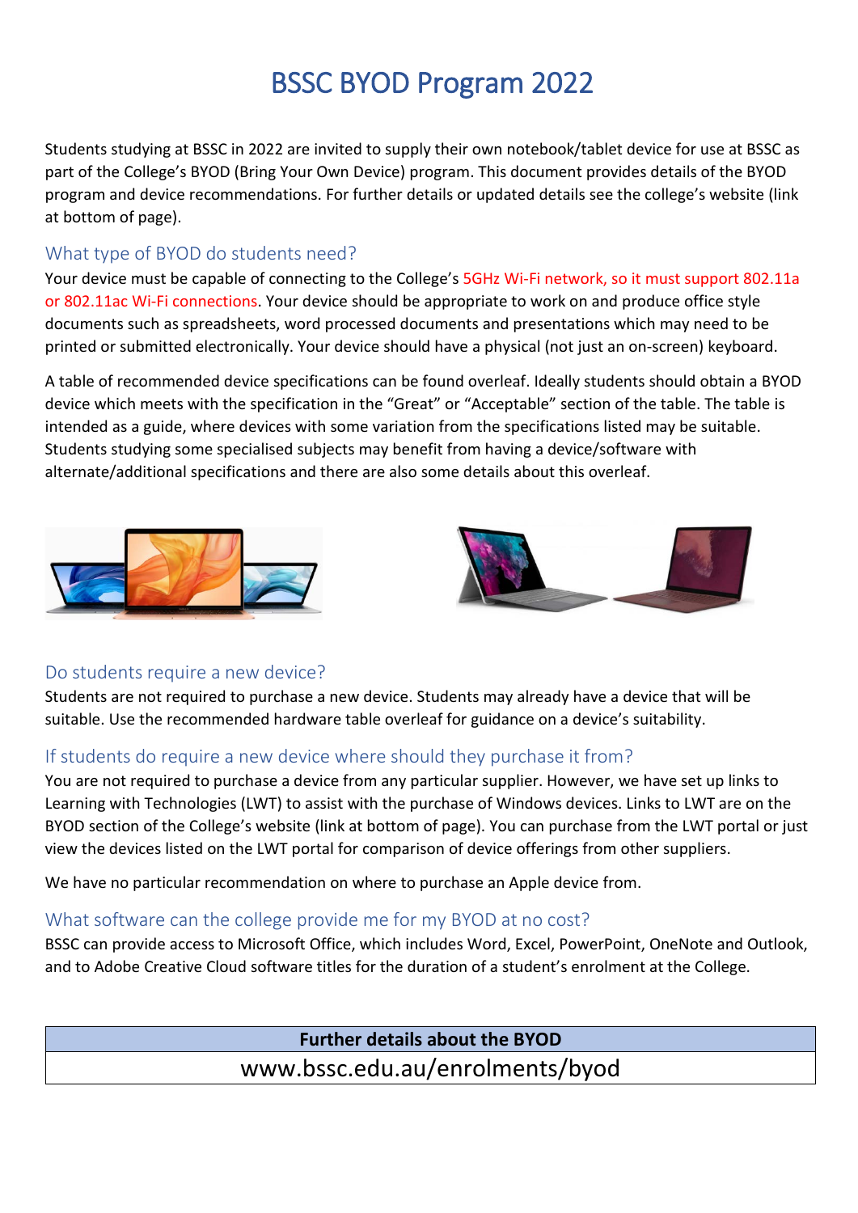# BSSC BYOD Program 2022

Students studying at BSSC in 2022 are invited to supply their own notebook/tablet device for use at BSSC as part of the College's BYOD (Bring Your Own Device) program. This document provides details of the BYOD program and device recommendations. For further details or updated details see the college's website (link at bottom of page).

## What type of BYOD do students need?

Your device must be capable of connecting to the College's 5GHz Wi-Fi network, so it must support 802.11a or 802.11ac Wi-Fi connections. Your device should be appropriate to work on and produce office style documents such as spreadsheets, word processed documents and presentations which may need to be printed or submitted electronically. Your device should have a physical (not just an on-screen) keyboard.

A table of recommended device specifications can be found overleaf. Ideally students should obtain a BYOD device which meets with the specification in the "Great" or "Acceptable" section of the table. The table is intended as a guide, where devices with some variation from the specifications listed may be suitable. Students studying some specialised subjects may benefit from having a device/software with alternate/additional specifications and there are also some details about this overleaf.

## Do students require a new device?

Students are not required to purchase a new device. Students may already have a device that will be suitable. Use the recommended hardware table overleaf for guidance on a device's suitability.

## If students do require a new device where should they purchase it from?

You are not required to purchase a device from any particular supplier. However, we have set up links to Learning with Technologies (LWT) to assist with the purchase of Windows devices. Links to LWT are on the BYOD section of the College's website (link at bottom of page). You can purchase from the LWT portal or just view the devices listed on the LWT portal for comparison of device offerings from other suppliers.

We have no particular recommendation on where to purchase an Apple device from.

## What software can the college provide me for my BYOD at no cost?

BSSC can provide access to Microsoft Office, which includes Word, Excel, PowerPoint, OneNote and Outlook, and to Adobe Creative Cloud software titles for the duration of a student's enrolment at the College.

| Further details about the BYOD |
| --- |
| www.bssc.edu.au/enrolments/byod |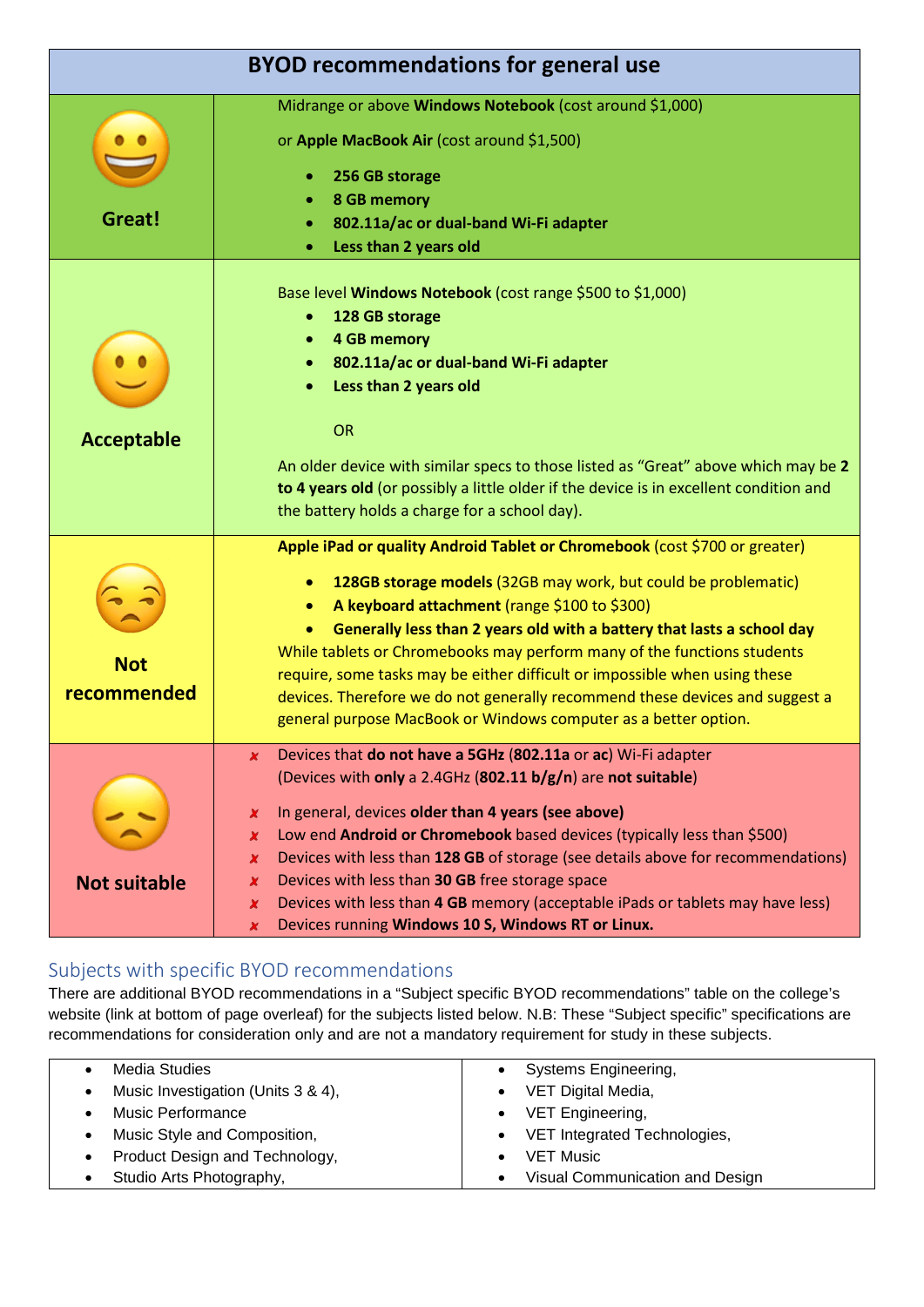| BYOD recommendations for general use | |
|---|---|
| **Great!** | Midrange or above **Windows Notebook** (cost around $1,000)<br><br>or **Apple MacBook Air** (cost around $1,500)<br><br>• **256 GB storage**<br>• **8 GB memory**<br>• **802.11a/ac or dual-band Wi-Fi adapter**<br>• **Less than 2 years old** |
| **Acceptable** | Base level **Windows Notebook** (cost range $500 to $1,000)<br>• **128 GB storage**<br>• **4 GB memory**<br>• **802.11a/ac or dual-band Wi-Fi adapter**<br>• **Less than 2 years old**<br><br>OR<br><br>An older device with similar specs to those listed as "Great" above which may be **2 to 4 years old** (or possibly a little older if the device is in excellent condition and the battery holds a charge for a school day). |
| **Not recommended** | **Apple iPad or quality Android Tablet or Chromebook** (cost $700 or greater)<br><br>• **128GB storage models** (32GB may work, but could be problematic)<br>• **A keyboard attachment** (range $100 to $300)<br>• **Generally less than 2 years old with a battery that lasts a school day**<br><br>While tablets or Chromebooks may perform many of the functions students require, some tasks may be either difficult or impossible when using these devices. Therefore we do not generally recommend these devices and suggest a general purpose MacBook or Windows computer as a better option. |
| **Not suitable** | ✘ Devices that **do not have a 5GHz** (**802.11a** or **ac**) Wi-Fi adapter (Devices with **only** a 2.4GHz (**802.11 b/g/n**) are **not suitable**)<br><br>✘ In general, devices **older than 4 years (see above)**<br>✘ Low end **Android or Chromebook** based devices (typically less than $500)<br>✘ Devices with less than **128 GB** of storage (see details above for recommendations)<br>✘ Devices with less than **30 GB** free storage space<br>✘ Devices with less than **4 GB** memory (acceptable iPads or tablets may have less)<br>✘ Devices running **Windows 10 S, Windows RT or Linux.** |

## Subjects with specific BYOD recommendations

There are additional BYOD recommendations in a "Subject specific BYOD recommendations" table on the college's website (link at bottom of page overleaf) for the subjects listed below. N.B: These "Subject specific" specifications are recommendations for consideration only and are not a mandatory requirement for study in these subjects.

| | |
|---|---|
| • Media Studies | • Systems Engineering, |
| • Music Investigation (Units 3 & 4), | • VET Digital Media, |
| • Music Performance | • VET Engineering, |
| • Music Style and Composition, | • VET Integrated Technologies, |
| • Product Design and Technology, | • VET Music |
| • Studio Arts Photography, | • Visual Communication and Design |